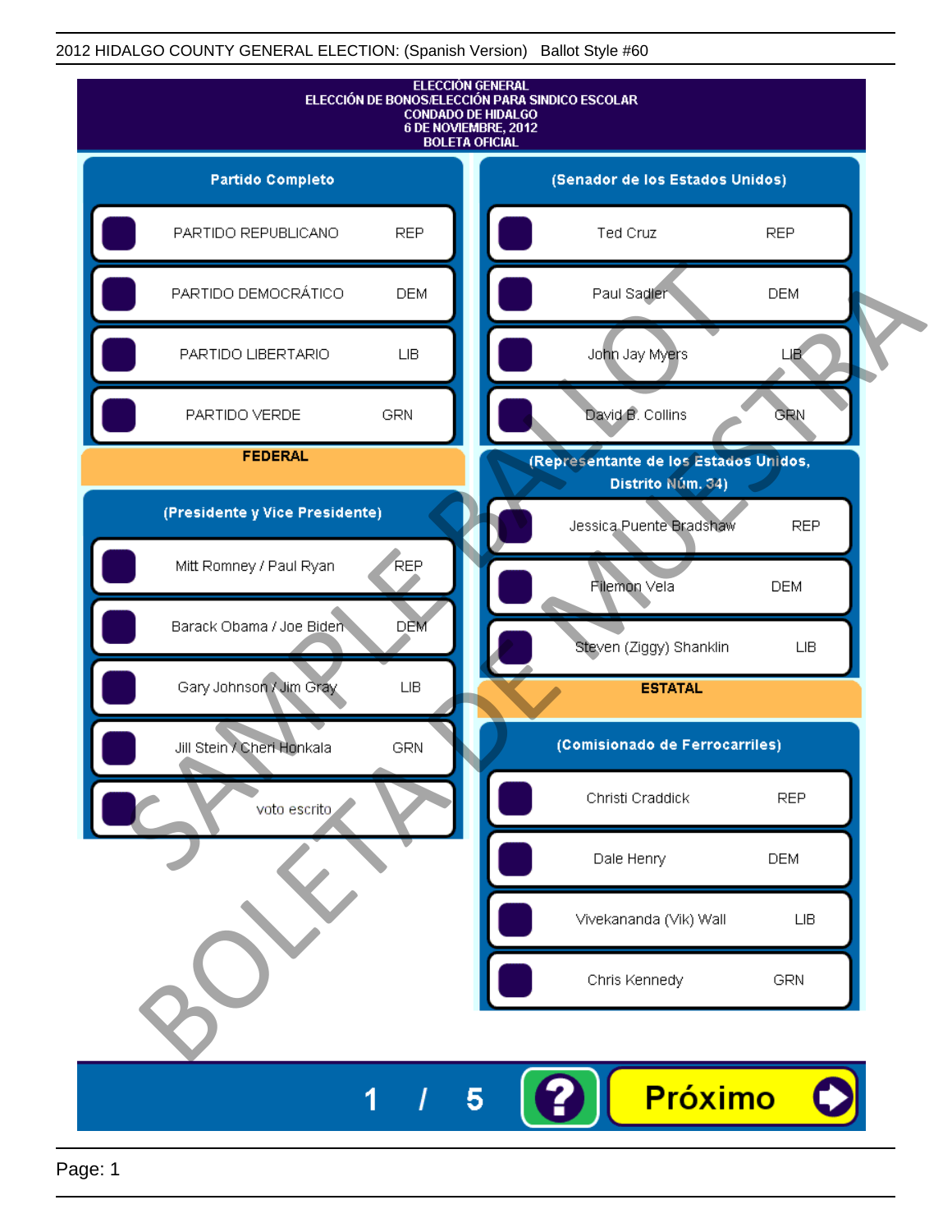2012 HIDALGO COUNTY GENERAL ELECTION: (Spanish Version) Ballot Style #60

# ELECCIÓN GENERAL
## ELECCIÓN DE BONOS/ELECCIÓN PARA SINDICO ESCOLAR
## CONDADO DE HIDALGO
## 6 DE NOVIEMBRE, 2012
## BOLETA OFICIAL

### Partido Completo

| | |
|---|---|
| PARTIDO REPUBLICANO | REP |
| PARTIDO DEMOCRÁTICO | DEM |
| PARTIDO LIBERTARIO | LIB |
| PARTIDO VERDE | GRN |

### FEDERAL

### (Presidente y Vice Presidente)

| | |
|---|---|
| Mitt Romney / Paul Ryan | REP |
| Barack Obama / Joe Biden | DEM |
| Gary Johnson / Jim Gray | LIB |
| Jill Stein / Cheri Honkala | GRN |
| voto escrito | |

### (Senador de los Estados Unidos)

| | |
|---|---|
| Ted Cruz | REP |
| Paul Sadler | DEM |
| John Jay Myers | LIB |
| David B. Collins | GRN |

### (Representante de los Estados Unidos, Distrito Núm. 34)

| | |
|---|---|
| Jessica Puente Bradshaw | REP |
| Filemon Vela | DEM |
| Steven (Ziggy) Shanklin | LIB |

### ESTATAL

### (Comisionado de Ferrocarriles)

| | |
|---|---|
| Christi Craddick | REP |
| Dale Henry | DEM |
| Vivekananda (Vik) Wall | LIB |
| Chris Kennedy | GRN |

SAMPLE BALLOT
BOLETA DE MUESTRA

1 / 5

?

Próximo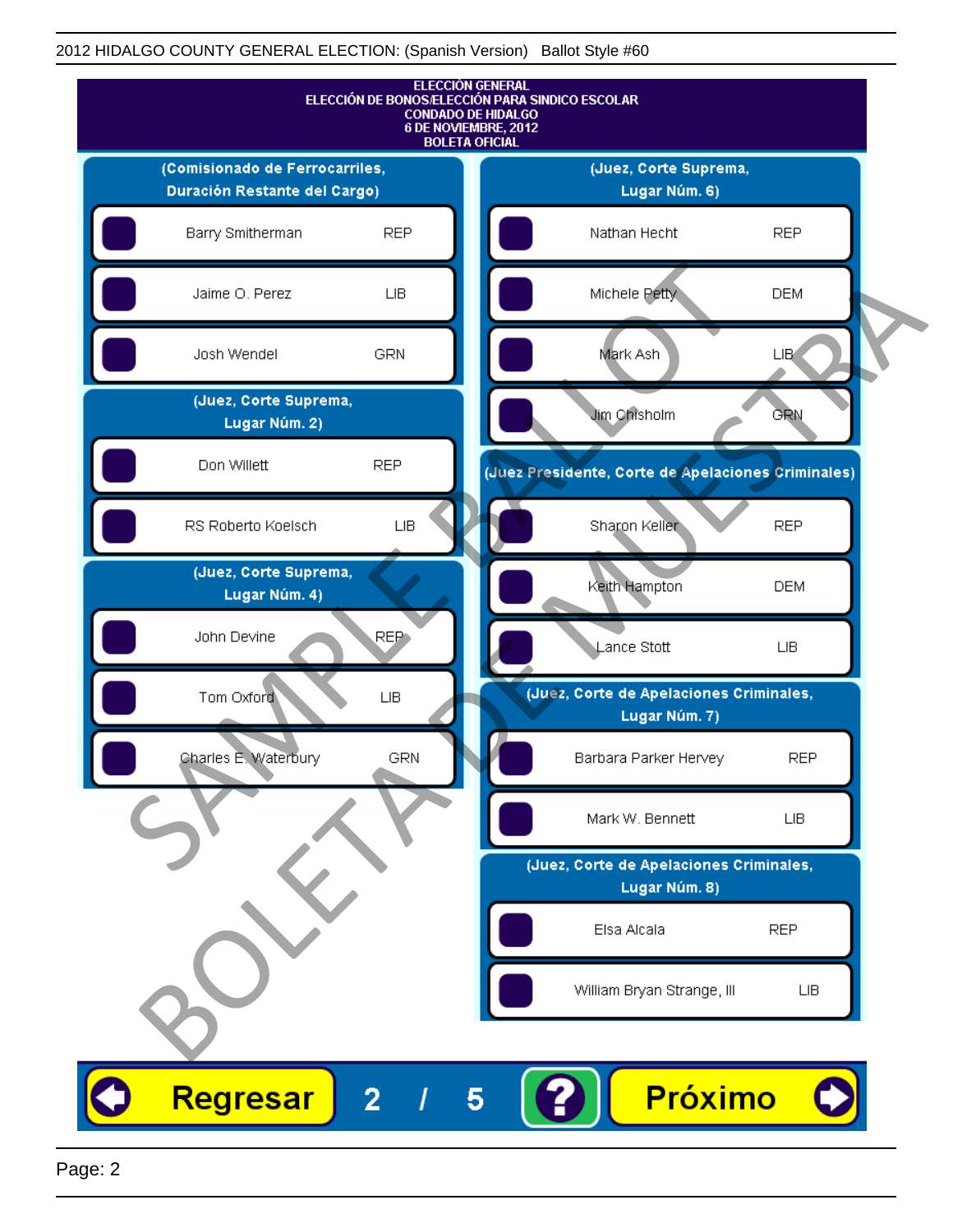2012 HIDALGO COUNTY GENERAL ELECTION: (Spanish Version) Ballot Style #60

# ELECCIÓN GENERAL
## ELECCIÓN DE BONOS/ELECCIÓN PARA SINDICO ESCOLAR
## CONDADO DE HIDALGO
## 6 DE NOVIEMBRE, 2012
## BOLETA OFICIAL

### (Comisionado de Ferrocarriles, Duración Restante del Cargo)

| Candidato | Partido |
|---|---|
| Barry Smitherman | REP |
| Jaime O. Perez | LIB |
| Josh Wendel | GRN |

### (Juez, Corte Suprema, Lugar Núm. 2)

| Candidato | Partido |
|---|---|
| Don Willett | REP |
| RS Roberto Koelsch | LIB |

### (Juez, Corte Suprema, Lugar Núm. 4)

| Candidato | Partido |
|---|---|
| John Devine | REP |
| Tom Oxford | LIB |
| Charles E. Waterbury | GRN |

### (Juez, Corte Suprema, Lugar Núm. 6)

| Candidato | Partido |
|---|---|
| Nathan Hecht | REP |
| Michele Petty | DEM |
| Mark Ash | LIB |
| Jim Chisholm | GRN |

### (Juez Presidente, Corte de Apelaciones Criminales)

| Candidato | Partido |
|---|---|
| Sharon Keller | REP |
| Keith Hampton | DEM |
| Lance Stott | LIB |

### (Juez, Corte de Apelaciones Criminales, Lugar Núm. 7)

| Candidato | Partido |
|---|---|
| Barbara Parker Hervey | REP |
| Mark W. Bennett | LIB |

### (Juez, Corte de Apelaciones Criminales, Lugar Núm. 8)

| Candidato | Partido |
|---|---|
| Elsa Alcala | REP |
| William Bryan Strange, III | LIB |

Regresar 2 / 5 ? Próximo

SAMPLE BALLOT
BOLETA DE MUESTRA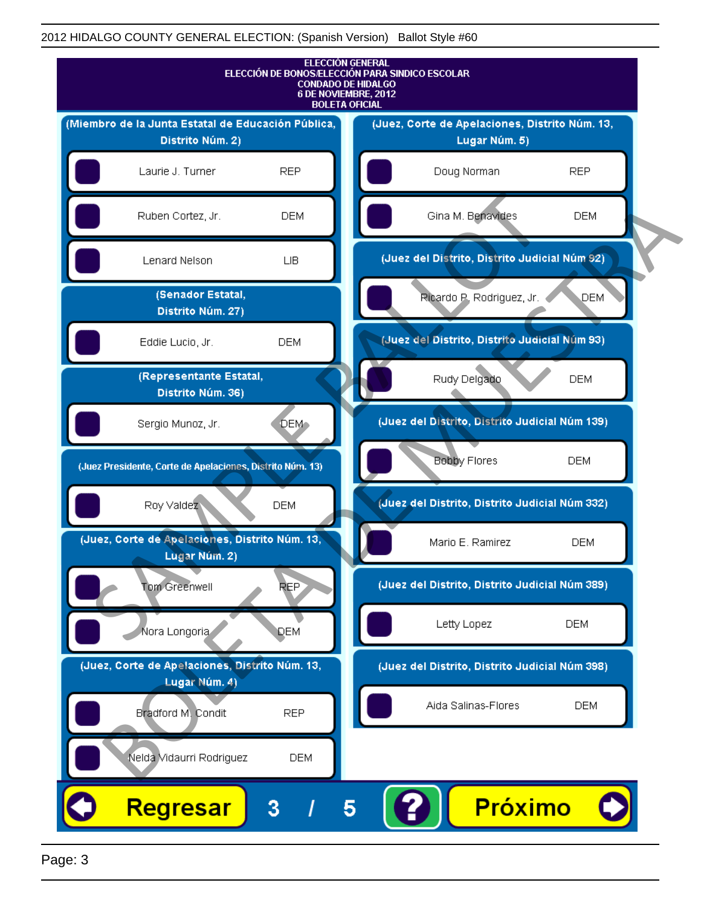ELECCIÓN GENERAL
ELECCIÓN DE BONOS/ELECCIÓN PARA SINDICO ESCOLAR
CONDADO DE HIDALGO
6 DE NOVIEMBRE, 2012
BOLETA OFICIAL

**(Miembro de la Junta Estatal de Educación Pública, Distrito Núm. 2)**

| Candidato | Partido |
|---|---|
| Laurie J. Turner | REP |
| Ruben Cortez, Jr. | DEM |
| Lenard Nelson | LIB |

**(Senador Estatal, Distrito Núm. 27)**

| Candidato | Partido |
|---|---|
| Eddie Lucio, Jr. | DEM |

**(Representante Estatal, Distrito Núm. 36)**

| Candidato | Partido |
|---|---|
| Sergio Munoz, Jr. | DEM |

**(Juez Presidente, Corte de Apelaciones, Distrito Núm. 13)**

| Candidato | Partido |
|---|---|
| Roy Valdez | DEM |

**(Juez, Corte de Apelaciones, Distrito Núm. 13, Lugar Núm. 2)**

| Candidato | Partido |
|---|---|
| Tom Greenwell | REP |
| Nora Longoria | DEM |

**(Juez, Corte de Apelaciones, Distrito Núm. 13, Lugar Núm. 4)**

| Candidato | Partido |
|---|---|
| Bradford M. Condit | REP |
| Nelda Vidaurri Rodriguez | DEM |

**(Juez, Corte de Apelaciones, Distrito Núm. 13, Lugar Núm. 5)**

| Candidato | Partido |
|---|---|
| Doug Norman | REP |
| Gina M. Benavides | DEM |

**(Juez del Distrito, Distrito Judicial Núm 92)**

| Candidato | Partido |
|---|---|
| Ricardo P. Rodriguez, Jr. | DEM |

**(Juez del Distrito, Distrito Judicial Núm 93)**

| Candidato | Partido |
|---|---|
| Rudy Delgado | DEM |

**(Juez del Distrito, Distrito Judicial Núm 139)**

| Candidato | Partido |
|---|---|
| Bobby Flores | DEM |

**(Juez del Distrito, Distrito Judicial Núm 332)**

| Candidato | Partido |
|---|---|
| Mario E. Ramirez | DEM |

**(Juez del Distrito, Distrito Judicial Núm 389)**

| Candidato | Partido |
|---|---|
| Letty Lopez | DEM |

**(Juez del Distrito, Distrito Judicial Núm 398)**

| Candidato | Partido |
|---|---|
| Aida Salinas-Flores | DEM |

Regresar 3 / 5 ? Próximo

SAMPLE BALLOT — BOLETA DE MUESTRA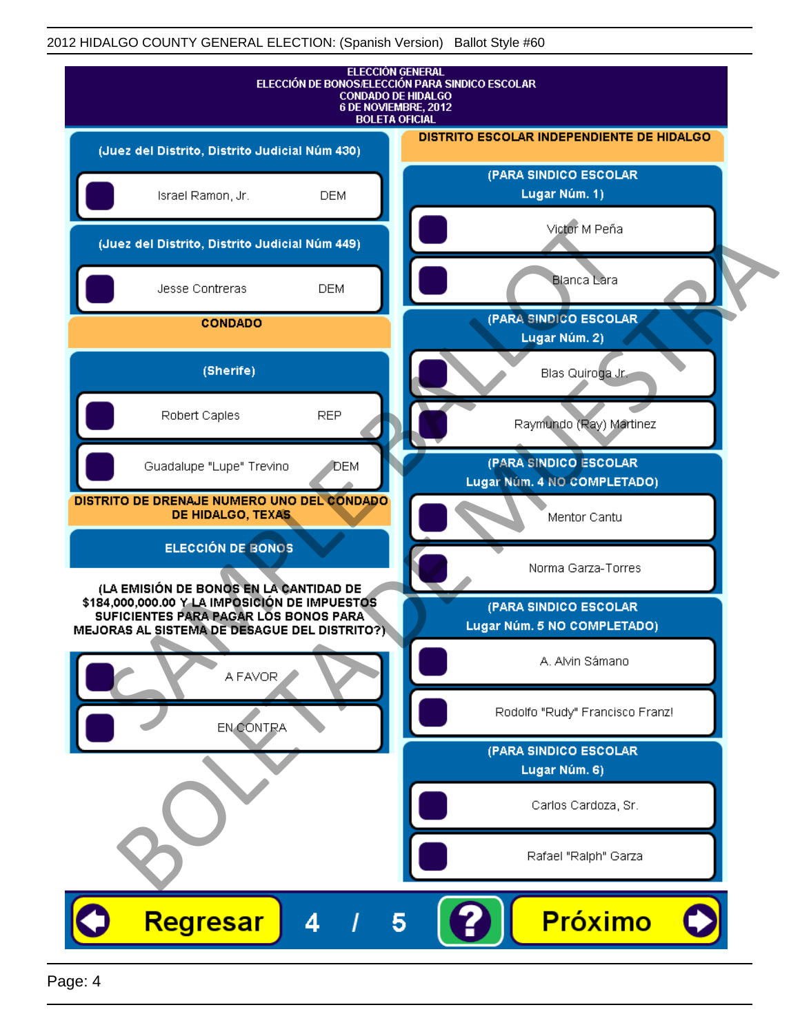ELECCIÓN GENERAL
ELECCIÓN DE BONOS/ELECCIÓN PARA SINDICO ESCOLAR
CONDADO DE HIDALGO
6 DE NOVIEMBRE, 2012
BOLETA OFICIAL

**(Juez del Distrito, Distrito Judicial Núm 430)**

- Israel Ramon, Jr. — DEM

**(Juez del Distrito, Distrito Judicial Núm 449)**

- Jesse Contreras — DEM

## CONDADO

**(Sherife)**

- Robert Caples — REP
- Guadalupe "Lupe" Trevino — DEM

## DISTRITO DE DRENAJE NUMERO UNO DEL CONDADO DE HIDALGO, TEXAS

**ELECCIÓN DE BONOS**

**(LA EMISIÓN DE BONOS EN LA CANTIDAD DE $184,000,000.00 Y LA IMPOSICIÓN DE IMPUESTOS SUFICIENTES PARA PAGAR LOS BONOS PARA MEJORAS AL SISTEMA DE DESAGUE DEL DISTRITO?)**

- A FAVOR
- EN CONTRA

## DISTRITO ESCOLAR INDEPENDIENTE DE HIDALGO

**(PARA SINDICO ESCOLAR Lugar Núm. 1)**

- Victor M Peña
- Blanca Lara

**(PARA SINDICO ESCOLAR Lugar Núm. 2)**

- Blas Quiroga Jr.
- Raymundo (Ray) Martinez

**(PARA SINDICO ESCOLAR Lugar Núm. 4 NO COMPLETADO)**

- Mentor Cantu
- Norma Garza-Torres

**(PARA SINDICO ESCOLAR Lugar Núm. 5 NO COMPLETADO)**

- A. Alvin Sámano
- Rodolfo "Rudy" Francisco Franz!

**(PARA SINDICO ESCOLAR Lugar Núm. 6)**

- Carlos Cardoza, Sr.
- Rafael "Ralph" Garza

Regresar — 4 / 5 — ? — Próximo

SAMPLE BALLOT — BOLETA DE MUESTRA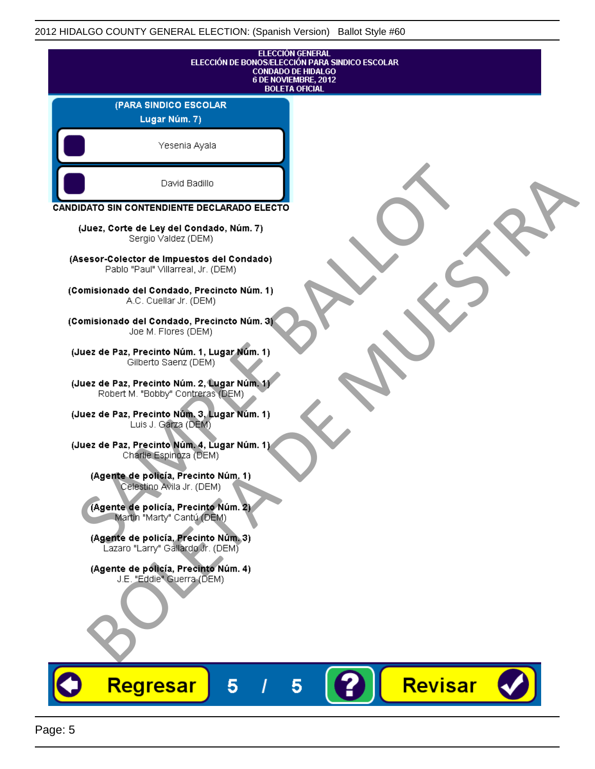ELECCIÓN GENERAL
ELECCIÓN DE BONOS/ELECCIÓN PARA SINDICO ESCOLAR
CONDADO DE HIDALGO
6 DE NOVIEMBRE, 2012
BOLETA OFICIAL

**(PARA SINDICO ESCOLAR**
**Lugar Núm. 7)**

- Yesenia Ayala
- David Badillo

**CANDIDATO SIN CONTENDIENTE DECLARADO ELECTO**

**(Juez, Corte de Ley del Condado, Núm. 7)**
Sergio Valdez (DEM)

**(Asesor-Colector de Impuestos del Condado)**
Pablo "Paul" Villarreal, Jr. (DEM)

**(Comisionado del Condado, Precincto Núm. 1)**
A.C. Cuellar Jr. (DEM)

**(Comisionado del Condado, Precincto Núm. 3)**
Joe M. Flores (DEM)

**(Juez de Paz, Precinto Núm. 1, Lugar Núm. 1)**
Gilberto Saenz (DEM)

**(Juez de Paz, Precinto Núm. 2, Lugar Núm. 1)**
Robert M. "Bobby" Contreras (DEM)

**(Juez de Paz, Precinto Núm. 3, Lugar Núm. 1)**
Luis J. Garza (DEM)

**(Juez de Paz, Precinto Núm. 4, Lugar Núm. 1)**
Charlie Espinoza (DEM)

**(Agente de policía, Precinto Núm. 1)**
Celestino Avila Jr. (DEM)

**(Agente de policía, Precinto Núm. 2)**
Martin "Marty" Cantú (DEM)

**(Agente de policía, Precinto Núm. 3)**
Lazaro "Larry" Gallardo Jr. (DEM)

**(Agente de policía, Precinto Núm. 4)**
J.E. "Eddie" Guerra (DEM)

Regresar | 5 / 5 | ? | Revisar

SAMPLE BALLOT
BOLETA DE MUESTRA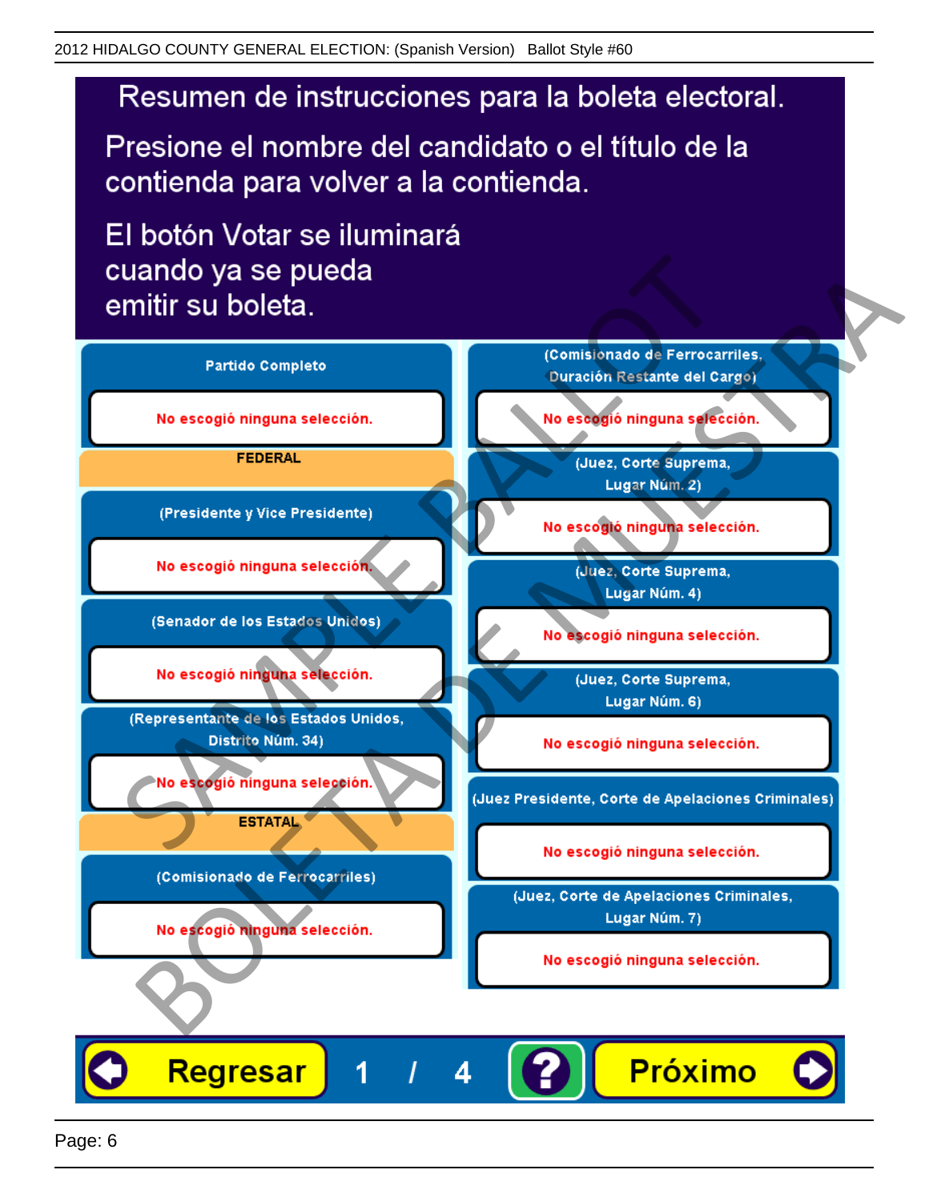# Resumen de instrucciones para la boleta electoral.

Presione el nombre del candidato o el título de la contienda para volver a la contienda.

El botón Votar se iluminará cuando ya se pueda emitir su boleta.

**Partido Completo**

No escogió ninguna selección.

**FEDERAL**

**(Presidente y Vice Presidente)**

No escogió ninguna selección.

**(Senador de los Estados Unidos)**

No escogió ninguna selección.

**(Representante de los Estados Unidos, Distrito Núm. 34)**

No escogió ninguna selección.

**ESTATAL**

**(Comisionado de Ferrocarriles)**

No escogió ninguna selección.

**(Comisionado de Ferrocarriles, Duración Restante del Cargo)**

No escogió ninguna selección.

**(Juez, Corte Suprema, Lugar Núm. 2)**

No escogió ninguna selección.

**(Juez, Corte Suprema, Lugar Núm. 4)**

No escogió ninguna selección.

**(Juez, Corte Suprema, Lugar Núm. 6)**

No escogió ninguna selección.

**(Juez Presidente, Corte de Apelaciones Criminales)**

No escogió ninguna selección.

**(Juez, Corte de Apelaciones Criminales, Lugar Núm. 7)**

No escogió ninguna selección.

Regresar 1 / 4 ? Próximo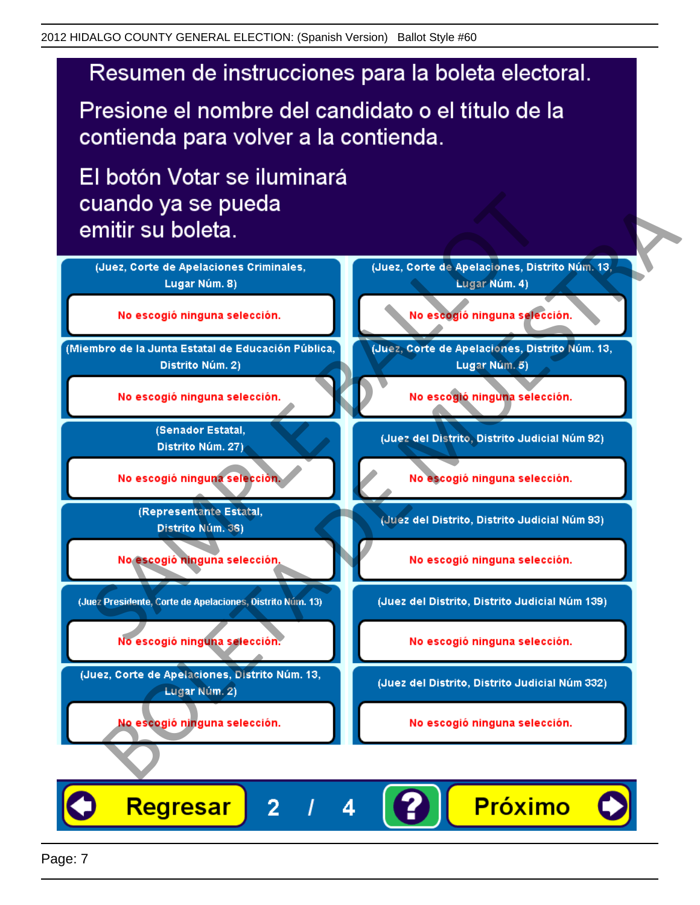# Resumen de instrucciones para la boleta electoral.

Presione el nombre del candidato o el título de la contienda para volver a la contienda.

El botón Votar se iluminará cuando ya se pueda emitir su boleta.

(Juez, Corte de Apelaciones Criminales, Lugar Núm. 8)

No escogió ninguna selección.

(Miembro de la Junta Estatal de Educación Pública, Distrito Núm. 2)

No escogió ninguna selección.

(Senador Estatal, Distrito Núm. 27)

No escogió ninguna selección.

(Representante Estatal, Distrito Núm. 36)

No escogió ninguna selección.

(Juez Presidente, Corte de Apelaciones, Distrito Núm. 13)

No escogió ninguna selección.

(Juez, Corte de Apelaciones, Distrito Núm. 13, Lugar Núm. 2)

No escogió ninguna selección.

(Juez, Corte de Apelaciones, Distrito Núm. 13, Lugar Núm. 4)

No escogió ninguna selección.

(Juez, Corte de Apelaciones, Distrito Núm. 13, Lugar Núm. 5)

No escogió ninguna selección.

(Juez del Distrito, Distrito Judicial Núm 92)

No escogió ninguna selección.

(Juez del Distrito, Distrito Judicial Núm 93)

No escogió ninguna selección.

(Juez del Distrito, Distrito Judicial Núm 139)

No escogió ninguna selección.

(Juez del Distrito, Distrito Judicial Núm 332)

No escogió ninguna selección.

Regresar 2 / 4 ? Próximo

SAMPLE BALLOT
BOLETA DE MUESTRA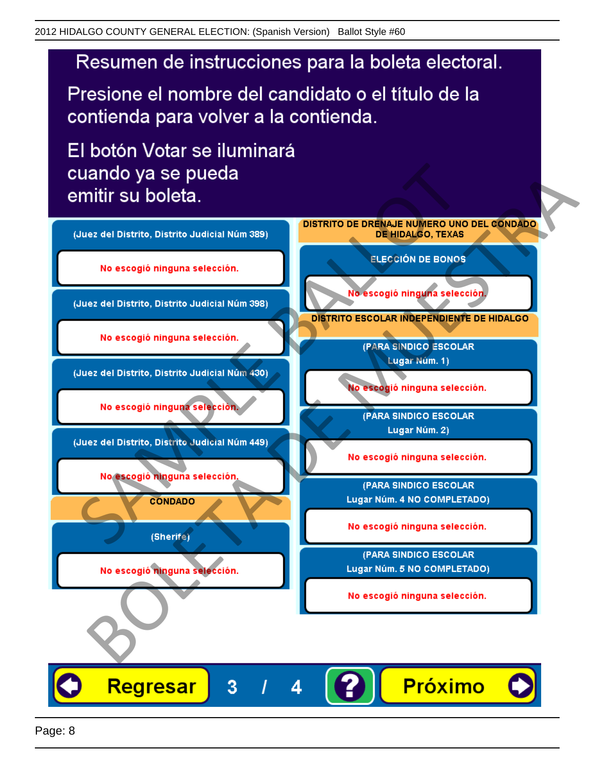2012 HIDALGO COUNTY GENERAL ELECTION: (Spanish Version) Ballot Style #60

# Resumen de instrucciones para la boleta electoral.

Presione el nombre del candidato o el título de la contienda para volver a la contienda.

El botón Votar se iluminará cuando ya se pueda emitir su boleta.

(Juez del Distrito, Distrito Judicial Núm 389)

No escogió ninguna selección.

(Juez del Distrito, Distrito Judicial Núm 398)

No escogió ninguna selección.

(Juez del Distrito, Distrito Judicial Núm 430)

No escogió ninguna selección.

(Juez del Distrito, Distrito Judicial Núm 449)

No escogió ninguna selección.

**CONDADO**

(Sherife)

No escogió ninguna selección.

**DISTRITO DE DRENAJE NUMERO UNO DEL CONDADO DE HIDALGO, TEXAS**

ELECCIÓN DE BONOS

No escogió ninguna selección.

**DISTRITO ESCOLAR INDEPENDIENTE DE HIDALGO**

(PARA SINDICO ESCOLAR Lugar Núm. 1)

No escogió ninguna selección.

(PARA SINDICO ESCOLAR Lugar Núm. 2)

No escogió ninguna selección.

(PARA SINDICO ESCOLAR Lugar Núm. 4 NO COMPLETADO)

No escogió ninguna selección.

(PARA SINDICO ESCOLAR Lugar Núm. 5 NO COMPLETADO)

No escogió ninguna selección.

Regresar 3 / 4 ? Próximo

SAMPLE BALLOT BOLETA DE MUESTRA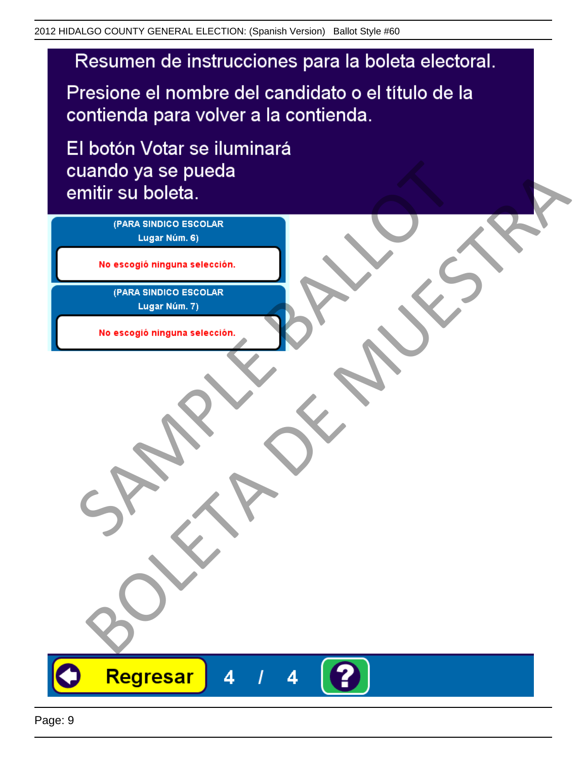# Resumen de instrucciones para la boleta electoral.

Presione el nombre del candidato o el título de la contienda para volver a la contienda.

El botón Votar se iluminará cuando ya se pueda emitir su boleta.

**(PARA SINDICO ESCOLAR Lugar Núm. 6)**

No escogió ninguna selección.

**(PARA SINDICO ESCOLAR Lugar Núm. 7)**

No escogió ninguna selección.

SAMPLE BALLOT

BOLETA DE MUESTRA

Regresar    4 / 4    ?